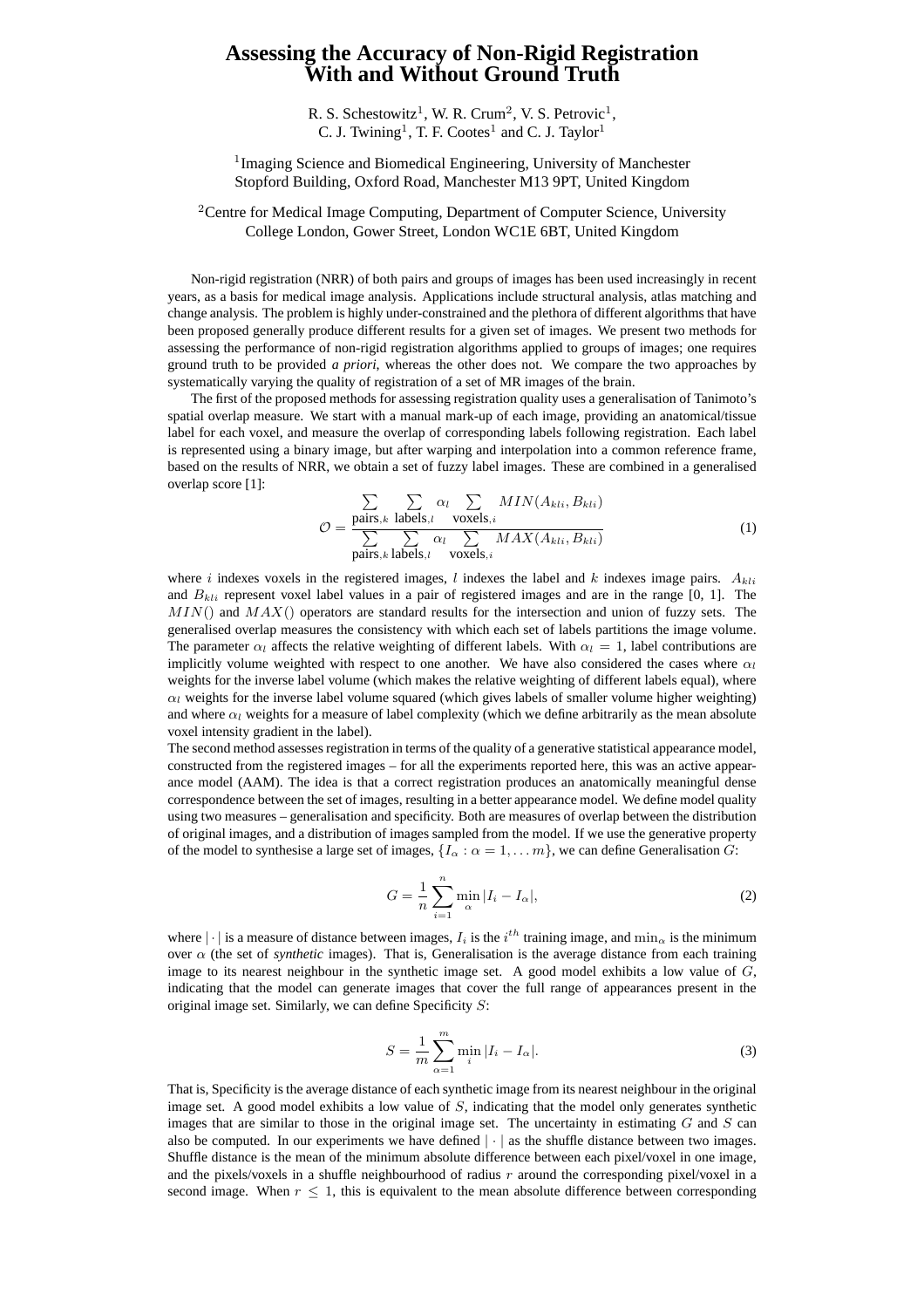# Assessing the Accuracy of Non-Rigid Registration With and Without Ground Truth

R. S. Schestowitz[1], W. R. Crum[2], V. S. Petrovic[1], C. J. Twining[1], T. F. Cootes[1] and C. J. Taylor[1]

[1]Imaging Science and Biomedical Engineering, University of Manchester Stopford Building, Oxford Road, Manchester M13 9PT, United Kingdom

[2]Centre for Medical Image Computing, Department of Computer Science, University College London, Gower Street, London WC1E 6BT, United Kingdom

Non-rigid registration (NRR) of both pairs and groups of images has been used increasingly in recent years, as a basis for medical image analysis. Applications include structural analysis, atlas matching and change analysis. The problem is highly under-constrained and the plethora of different algorithms that have been proposed generally produce different results for a given set of images. We present two methods for assessing the performance of non-rigid registration algorithms applied to groups of images; one requires ground truth to be provided *a priori*, whereas the other does not. We compare the two approaches by systematically varying the quality of registration of a set of MR images of the brain.

The first of the proposed methods for assessing registration quality uses a generalisation of Tanimoto's spatial overlap measure. We start with a manual mark-up of each image, providing an anatomical/tissue label for each voxel, and measure the overlap of corresponding labels following registration. Each label is represented using a binary image, but after warping and interpolation into a common reference frame, based on the results of NRR, we obtain a set of fuzzy label images. These are combined in a generalised overlap score [1]:

$$\mathcal{O} = \frac{\sum\limits_{\text{pairs},k} \sum\limits_{\text{labels},l} \alpha_l \sum\limits_{\text{voxels},i} MIN(A_{kli}, B_{kli})}{\sum\limits_{\text{pairs},k} \sum\limits_{\text{labels},l} \alpha_l \sum\limits_{\text{voxels},i} MAX(A_{kli}, B_{kli})} \quad (1)$$

where $i$ indexes voxels in the registered images, $l$ indexes the label and $k$ indexes image pairs. $A_{kli}$ and $B_{kli}$ represent voxel label values in a pair of registered images and are in the range [0, 1]. The $MIN()$ and $MAX()$ operators are standard results for the intersection and union of fuzzy sets. The generalised overlap measures the consistency with which each set of labels partitions the image volume. The parameter $\alpha_l$ affects the relative weighting of different labels. With $\alpha_l = 1$, label contributions are implicitly volume weighted with respect to one another. We have also considered the cases where $\alpha_l$ weights for the inverse label volume (which makes the relative weighting of different labels equal), where $\alpha_l$ weights for the inverse label volume squared (which gives labels of smaller volume higher weighting) and where $\alpha_l$ weights for a measure of label complexity (which we define arbitrarily as the mean absolute voxel intensity gradient in the label).

The second method assesses registration in terms of the quality of a generative statistical appearance model, constructed from the registered images – for all the experiments reported here, this was an active appearance model (AAM). The idea is that a correct registration produces an anatomically meaningful dense correspondence between the set of images, resulting in a better appearance model. We define model quality using two measures – generalisation and specificity. Both are measures of overlap between the distribution of original images, and a distribution of images sampled from the model. If we use the generative property of the model to synthesise a large set of images, $\{I_\alpha : \alpha = 1, \ldots m\}$, we can define Generalisation $G$:

$$G = \frac{1}{n} \sum_{i=1}^{n} \min_{\alpha} |I_i - I_\alpha|, \quad (2)$$

where $|\cdot|$ is a measure of distance between images, $I_i$ is the $i^{th}$ training image, and $\min_\alpha$ is the minimum over $\alpha$ (the set of *synthetic* images). That is, Generalisation is the average distance from each training image to its nearest neighbour in the synthetic image set. A good model exhibits a low value of $G$, indicating that the model can generate images that cover the full range of appearances present in the original image set. Similarly, we can define Specificity $S$:

$$S = \frac{1}{m} \sum_{\alpha=1}^{m} \min_{i} |I_i - I_\alpha|. \quad (3)$$

That is, Specificity is the average distance of each synthetic image from its nearest neighbour in the original image set. A good model exhibits a low value of $S$, indicating that the model only generates synthetic images that are similar to those in the original image set. The uncertainty in estimating $G$ and $S$ can also be computed. In our experiments we have defined $|\cdot|$ as the shuffle distance between two images. Shuffle distance is the mean of the minimum absolute difference between each pixel/voxel in one image, and the pixels/voxels in a shuffle neighbourhood of radius $r$ around the corresponding pixel/voxel in a second image. When $r \leq 1$, this is equivalent to the mean absolute difference between corresponding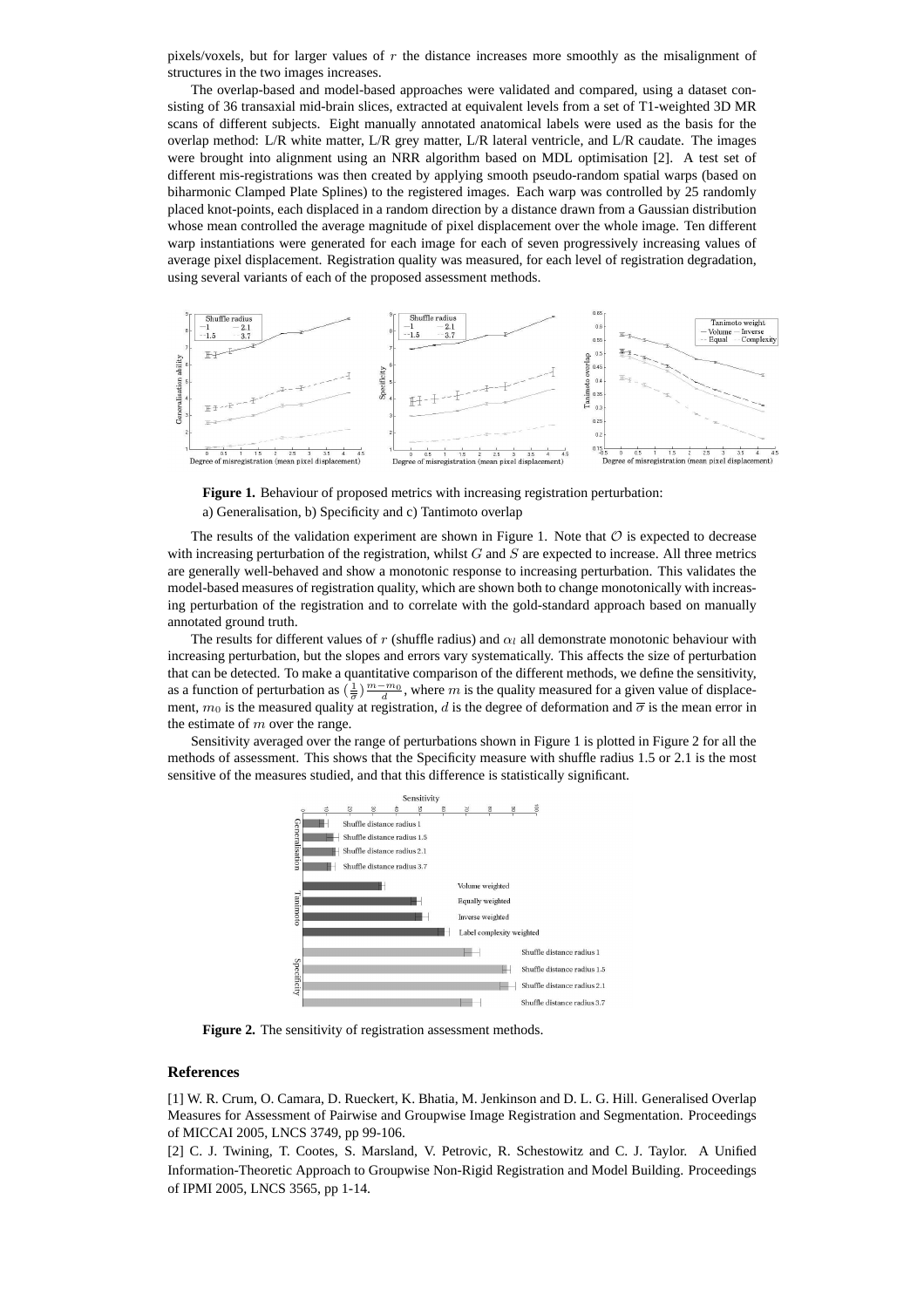pixels/voxels, but for larger values of $r$ the distance increases more smoothly as the misalignment of structures in the two images increases.

The overlap-based and model-based approaches were validated and compared, using a dataset consisting of 36 transaxial mid-brain slices, extracted at equivalent levels from a set of T1-weighted 3D MR scans of different subjects. Eight manually annotated anatomical labels were used as the basis for the overlap method: L/R white matter, L/R grey matter, L/R lateral ventricle, and L/R caudate. The images were brought into alignment using an NRR algorithm based on MDL optimisation [2]. A test set of different mis-registrations was then created by applying smooth pseudo-random spatial warps (based on biharmonic Clamped Plate Splines) to the registered images. Each warp was controlled by 25 randomly placed knot-points, each displaced in a random direction by a distance drawn from a Gaussian distribution whose mean controlled the average magnitude of pixel displacement over the whole image. Ten different warp instantiations were generated for each image for each of seven progressively increasing values of average pixel displacement. Registration quality was measured, for each level of registration degradation, using several variants of each of the proposed assessment methods.

Shuffle radius
1
1.5
2.1
3.7
Generalisation ability
Degree of misregistration (mean pixel displacement)

Shuffle radius
1
1.5
2.1
3.7
Specificity
Degree of misregistration (mean pixel displacement)

Tanimoto weight
Volume
Inverse
Equal
Complexity
Tanimoto overlap
Degree of misregistration (mean pixel displacement)

**Figure 1.** Behaviour of proposed metrics with increasing registration perturbation:
a) Generalisation, b) Specificity and c) Tantimoto overlap

The results of the validation experiment are shown in Figure 1. Note that $\mathcal{O}$ is expected to decrease with increasing perturbation of the registration, whilst $G$ and $S$ are expected to increase. All three metrics are generally well-behaved and show a monotonic response to increasing perturbation. This validates the model-based measures of registration quality, which are shown both to change monotonically with increasing perturbation of the registration and to correlate with the gold-standard approach based on manually annotated ground truth.

The results for different values of $r$ (shuffle radius) and $\alpha_l$ all demonstrate monotonic behaviour with increasing perturbation, but the slopes and errors vary systematically. This affects the size of perturbation that can be detected. To make a quantitative comparison of the different methods, we define the sensitivity, as a function of perturbation as $(\frac{1}{\overline{\sigma}})\frac{m-m_0}{d}$, where $m$ is the quality measured for a given value of displacement, $m_0$ is the measured quality at registration, $d$ is the degree of deformation and $\overline{\sigma}$ is the mean error in the estimate of $m$ over the range.

Sensitivity averaged over the range of perturbations shown in Figure 1 is plotted in Figure 2 for all the methods of assessment. This shows that the Specificity measure with shuffle radius 1.5 or 2.1 is the most sensitive of the measures studied, and that this difference is statistically significant.

Sensitivity
Generalisation
Shuffle distance radius 1
Shuffle distance radius 1.5
Shuffle distance radius 2.1
Shuffle distance radius 3.7
Tanimoto
Volume weighted
Equally weighted
Inverse weighted
Label complexity weighted
Specificity
Shuffle distance radius 1
Shuffle distance radius 1.5
Shuffle distance radius 2.1
Shuffle distance radius 3.7

**Figure 2.** The sensitivity of registration assessment methods.

## References

[1] W. R. Crum, O. Camara, D. Rueckert, K. Bhatia, M. Jenkinson and D. L. G. Hill. Generalised Overlap Measures for Assessment of Pairwise and Groupwise Image Registration and Segmentation. Proceedings of MICCAI 2005, LNCS 3749, pp 99-106.

[2] C. J. Twining, T. Cootes, S. Marsland, V. Petrovic, R. Schestowitz and C. J. Taylor. A Unified Information-Theoretic Approach to Groupwise Non-Rigid Registration and Model Building. Proceedings of IPMI 2005, LNCS 3565, pp 1-14.